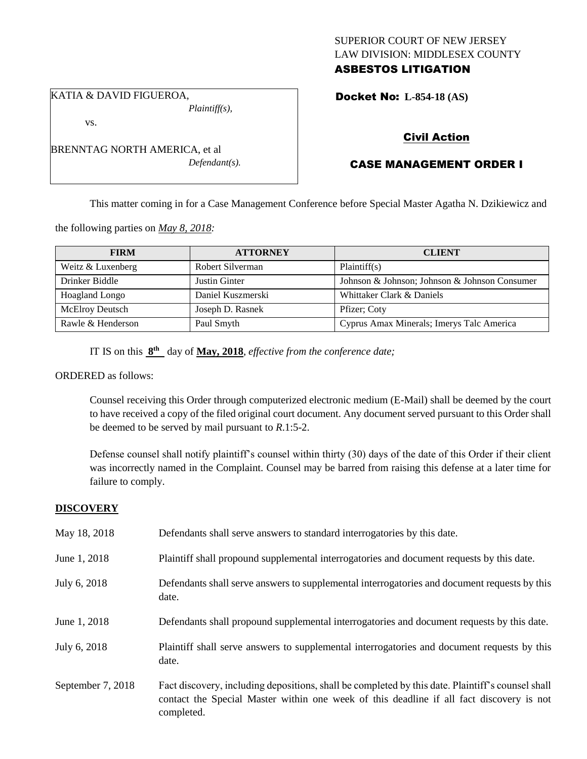SUPERIOR COURT OF NEW JERSEY
LAW DIVISION: MIDDLESEX COUNTY
**ASBESTOS LITIGATION**

KATIA & DAVID FIGUEROA,
*Plaintiff(s),*

vs.

BRENNTAG NORTH AMERICA, et al
*Defendant(s).*

**Docket No: L-854-18 (AS)**

**Civil Action**

**CASE MANAGEMENT ORDER I**

This matter coming in for a Case Management Conference before Special Master Agatha N. Dzikiewicz and the following parties on *May 8, 2018:*

| FIRM | ATTORNEY | CLIENT |
|---|---|---|
| Weitz & Luxenberg | Robert Silverman | Plaintiff(s) |
| Drinker Biddle | Justin Ginter | Johnson & Johnson; Johnson & Johnson Consumer |
| Hoagland Longo | Daniel Kuszmerski | Whittaker Clark & Daniels |
| McElroy Deutsch | Joseph D. Rasnek | Pfizer; Coty |
| Rawle & Henderson | Paul Smyth | Cyprus Amax Minerals; Imerys Talc America |

IT IS on this **8th** day of **May, 2018**, *effective from the conference date;*

ORDERED as follows:

Counsel receiving this Order through computerized electronic medium (E-Mail) shall be deemed by the court to have received a copy of the filed original court document. Any document served pursuant to this Order shall be deemed to be served by mail pursuant to *R*.1:5-2.

Defense counsel shall notify plaintiff's counsel within thirty (30) days of the date of this Order if their client was incorrectly named in the Complaint. Counsel may be barred from raising this defense at a later time for failure to comply.

## DISCOVERY

| | |
|---|---|
| May 18, 2018 | Defendants shall serve answers to standard interrogatories by this date. |
| June 1, 2018 | Plaintiff shall propound supplemental interrogatories and document requests by this date. |
| July 6, 2018 | Defendants shall serve answers to supplemental interrogatories and document requests by this date. |
| June 1, 2018 | Defendants shall propound supplemental interrogatories and document requests by this date. |
| July 6, 2018 | Plaintiff shall serve answers to supplemental interrogatories and document requests by this date. |
| September 7, 2018 | Fact discovery, including depositions, shall be completed by this date. Plaintiff's counsel shall contact the Special Master within one week of this deadline if all fact discovery is not completed. |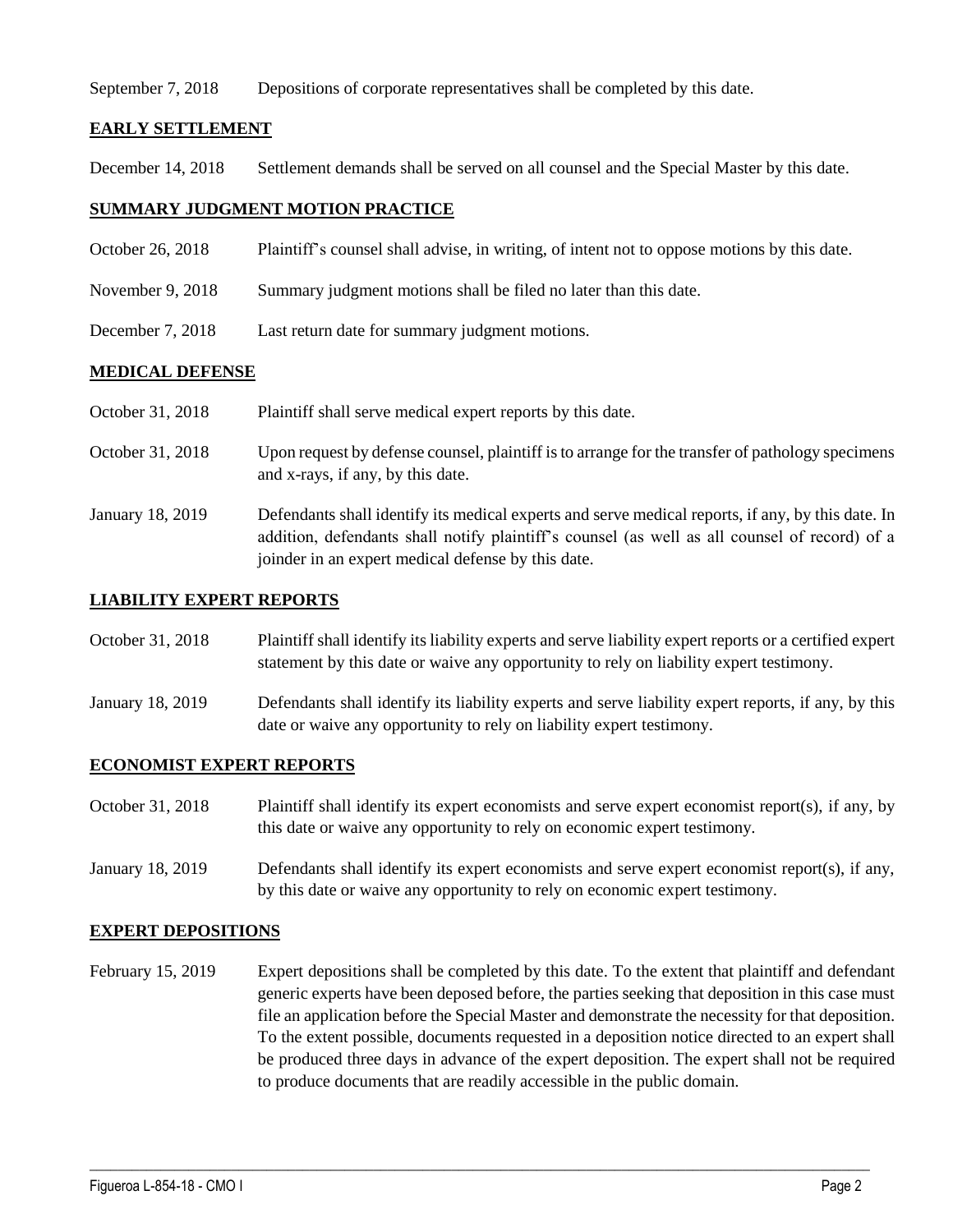September 7, 2018 Depositions of corporate representatives shall be completed by this date.

## EARLY SETTLEMENT

December 14, 2018 Settlement demands shall be served on all counsel and the Special Master by this date.

## SUMMARY JUDGMENT MOTION PRACTICE

October 26, 2018 Plaintiff's counsel shall advise, in writing, of intent not to oppose motions by this date.

November 9, 2018 Summary judgment motions shall be filed no later than this date.

December 7, 2018 Last return date for summary judgment motions.

## MEDICAL DEFENSE

October 31, 2018 Plaintiff shall serve medical expert reports by this date.

October 31, 2018 Upon request by defense counsel, plaintiff is to arrange for the transfer of pathology specimens and x-rays, if any, by this date.

January 18, 2019 Defendants shall identify its medical experts and serve medical reports, if any, by this date. In addition, defendants shall notify plaintiff's counsel (as well as all counsel of record) of a joinder in an expert medical defense by this date.

## LIABILITY EXPERT REPORTS

October 31, 2018 Plaintiff shall identify its liability experts and serve liability expert reports or a certified expert statement by this date or waive any opportunity to rely on liability expert testimony.

January 18, 2019 Defendants shall identify its liability experts and serve liability expert reports, if any, by this date or waive any opportunity to rely on liability expert testimony.

## ECONOMIST EXPERT REPORTS

October 31, 2018 Plaintiff shall identify its expert economists and serve expert economist report(s), if any, by this date or waive any opportunity to rely on economic expert testimony.

January 18, 2019 Defendants shall identify its expert economists and serve expert economist report(s), if any, by this date or waive any opportunity to rely on economic expert testimony.

## EXPERT DEPOSITIONS

February 15, 2019 Expert depositions shall be completed by this date. To the extent that plaintiff and defendant generic experts have been deposed before, the parties seeking that deposition in this case must file an application before the Special Master and demonstrate the necessity for that deposition. To the extent possible, documents requested in a deposition notice directed to an expert shall be produced three days in advance of the expert deposition. The expert shall not be required to produce documents that are readily accessible in the public domain.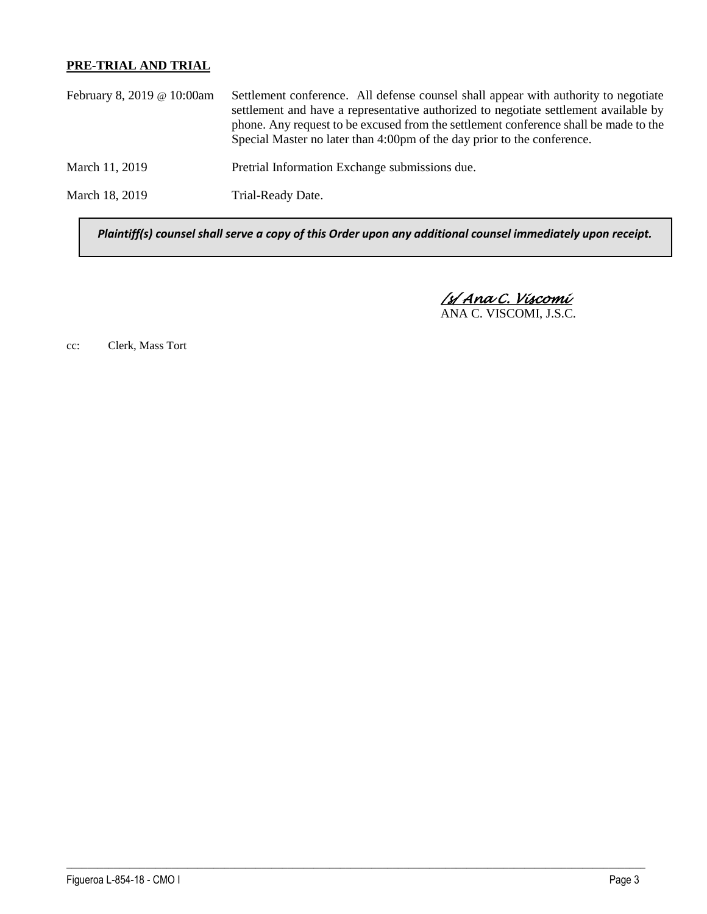**PRE-TRIAL AND TRIAL**

| | |
|---|---|
| February 8, 2019 @ 10:00am | Settlement conference. All defense counsel shall appear with authority to negotiate settlement and have a representative authorized to negotiate settlement available by phone. Any request to be excused from the settlement conference shall be made to the Special Master no later than 4:00pm of the day prior to the conference. |
| March 11, 2019 | Pretrial Information Exchange submissions due. |
| March 18, 2019 | Trial-Ready Date. |

***Plaintiff(s) counsel shall serve a copy of this Order upon any additional counsel immediately upon receipt.***

/s/ Ana C. Viscomi
ANA C. VISCOMI, J.S.C.

cc: Clerk, Mass Tort